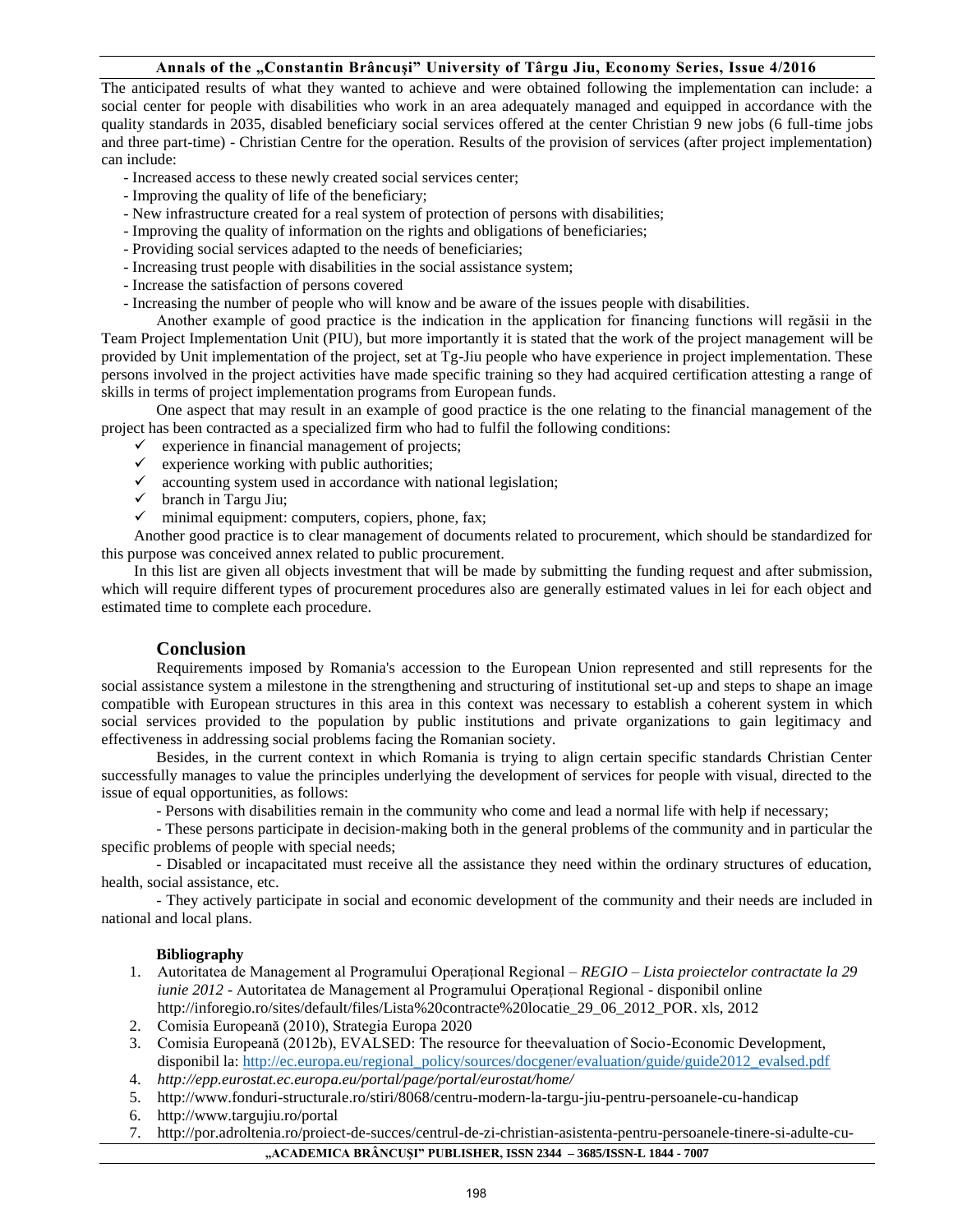The anticipated results of what they wanted to achieve and were obtained following the implementation can include: a social center for people with disabilities who work in an area adequately managed and equipped in accordance with the quality standards in 2035, disabled beneficiary social services offered at the center Christian 9 new jobs (6 full-time jobs and three part-time) - Christian Centre for the operation. Results of the provision of services (after project implementation) can include:

- Increased access to these newly created social services center;
- Improving the quality of life of the beneficiary;
- New infrastructure created for a real system of protection of persons with disabilities;
- Improving the quality of information on the rights and obligations of beneficiaries;
- Providing social services adapted to the needs of beneficiaries;
- Increasing trust people with disabilities in the social assistance system;
- Increase the satisfaction of persons covered
- Increasing the number of people who will know and be aware of the issues people with disabilities.

Another example of good practice is the indication in the application for financing functions will regăsii in the Team Project Implementation Unit (PIU), but more importantly it is stated that the work of the project management will be provided by Unit implementation of the project, set at Tg-Jiu people who have experience in project implementation. These persons involved in the project activities have made specific training so they had acquired certification attesting a range of skills in terms of project implementation programs from European funds.

One aspect that may result in an example of good practice is the one relating to the financial management of the project has been contracted as a specialized firm who had to fulfil the following conditions:

- ✓ experience in financial management of projects;
- ✓ experience working with public authorities;
- ✓ accounting system used in accordance with national legislation;
- ✓ branch in Targu Jiu;
- ✓ minimal equipment: computers, copiers, phone, fax;

Another good practice is to clear management of documents related to procurement, which should be standardized for this purpose was conceived annex related to public procurement.

In this list are given all objects investment that will be made by submitting the funding request and after submission, which will require different types of procurement procedures also are generally estimated values in lei for each object and estimated time to complete each procedure.

## Conclusion

Requirements imposed by Romania's accession to the European Union represented and still represents for the social assistance system a milestone in the strengthening and structuring of institutional set-up and steps to shape an image compatible with European structures in this area in this context was necessary to establish a coherent system in which social services provided to the population by public institutions and private organizations to gain legitimacy and effectiveness in addressing social problems facing the Romanian society.

Besides, in the current context in which Romania is trying to align certain specific standards Christian Center successfully manages to value the principles underlying the development of services for people with visual, directed to the issue of equal opportunities, as follows:

- Persons with disabilities remain in the community who come and lead a normal life with help if necessary;

- These persons participate in decision-making both in the general problems of the community and in particular the specific problems of people with special needs;

- Disabled or incapacitated must receive all the assistance they need within the ordinary structures of education, health, social assistance, etc.

- They actively participate in social and economic development of the community and their needs are included in national and local plans.

**Bibliography**

1. Autoritatea de Management al Programului Operațional Regional – *REGIO – Lista proiectelor contractate la 29 iunie 2012* - Autoritatea de Management al Programului Operațional Regional - disponibil online http://inforegio.ro/sites/default/files/Lista%20contracte%20locatie_29_06_2012_POR. xls, 2012
2. Comisia Europeană (2010), Strategia Europa 2020
3. Comisia Europeană (2012b), EVALSED: The resource for theevaluation of Socio-Economic Development, disponibil la: http://ec.europa.eu/regional_policy/sources/docgener/evaluation/guide/guide2012_evalsed.pdf
4. *http://epp.eurostat.ec.europa.eu/portal/page/portal/eurostat/home/*
5. http://www.fonduri-structurale.ro/stiri/8068/centru-modern-la-targu-jiu-pentru-persoanele-cu-handicap
6. http://www.targujiu.ro/portal
7. http://por.adroltenia.ro/proiect-de-succes/centrul-de-zi-christian-asistenta-pentru-persoanele-tinere-si-adulte-cu-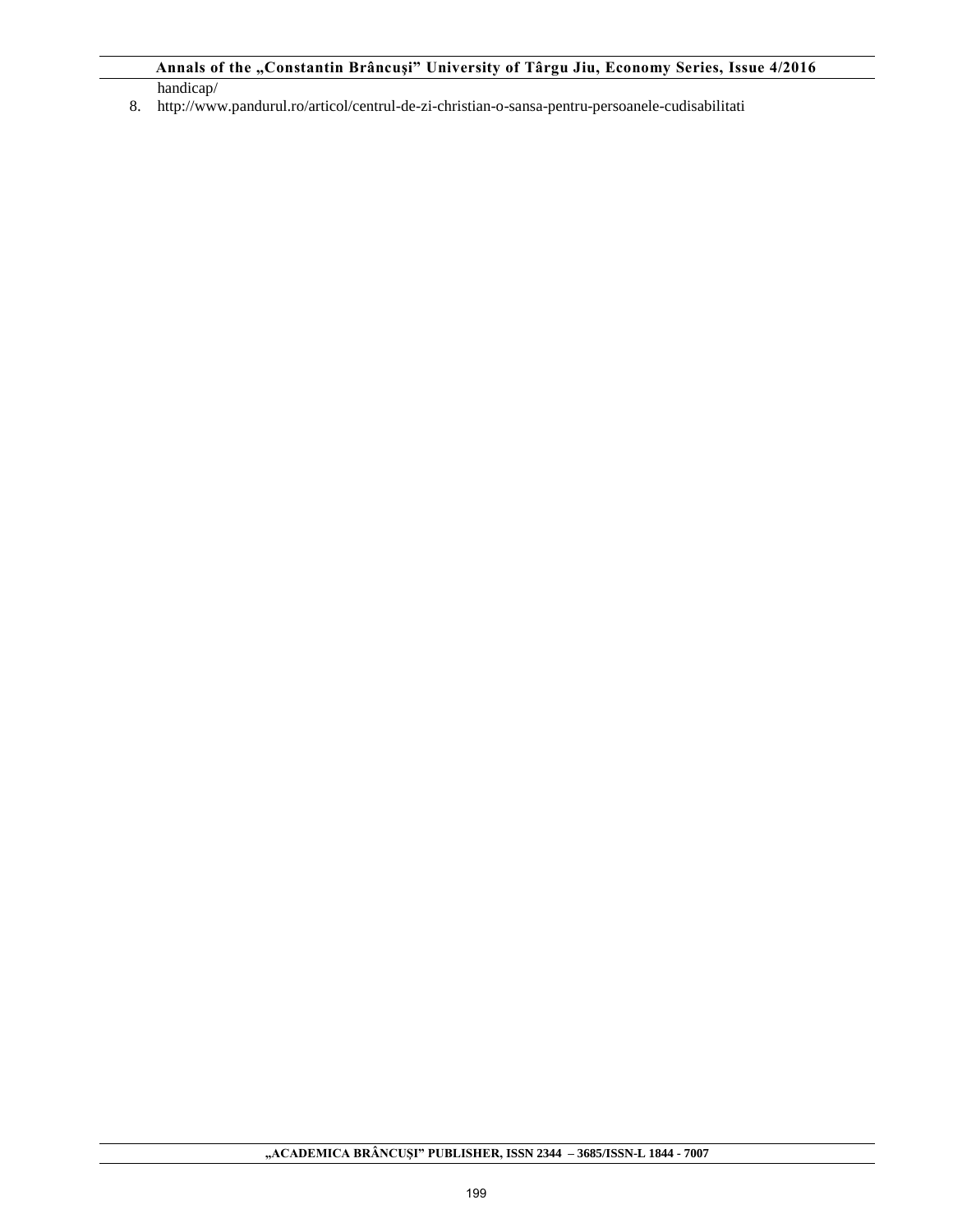handicap/

8. http://www.pandurul.ro/articol/centrul-de-zi-christian-o-sansa-pentru-persoanele-cudisabilitati